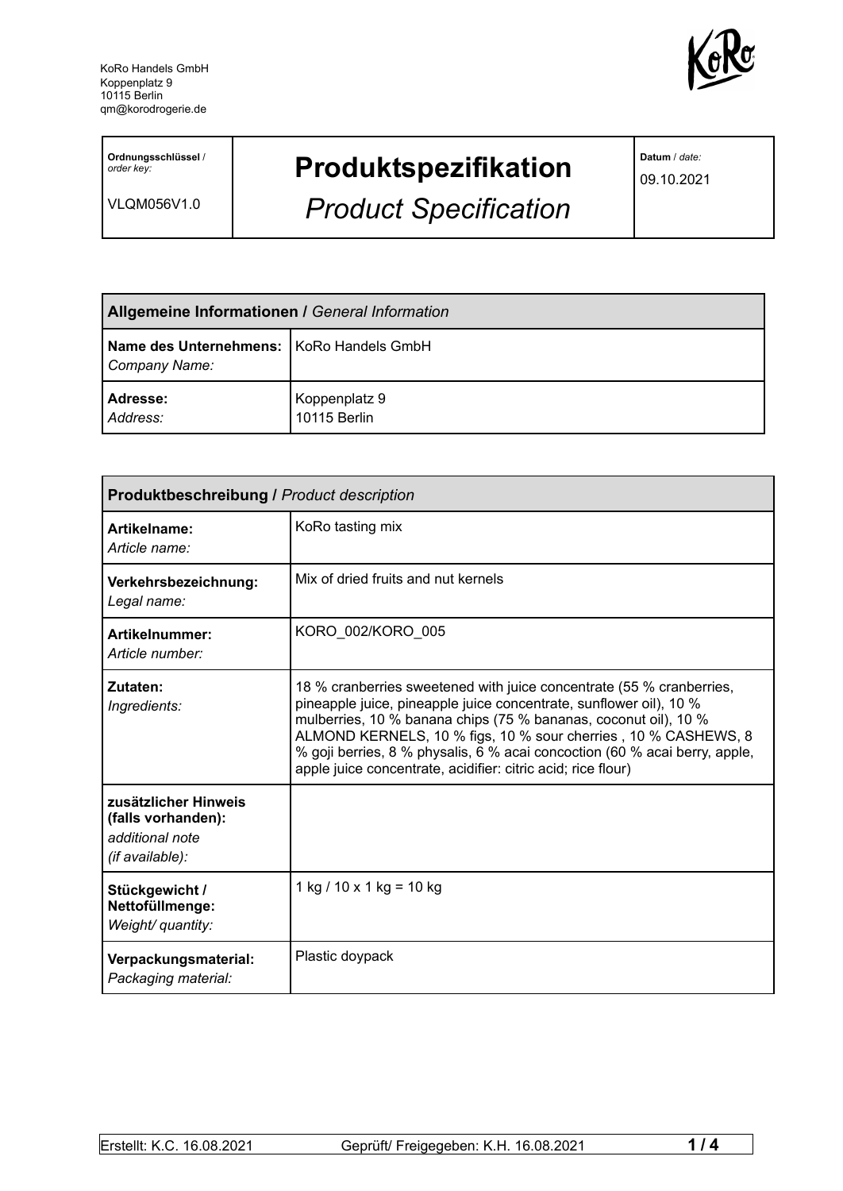KoRo Handels GmbH
Koppenplatz 9
10115 Berlin
qm@korodrogerie.de

| **Ordnungsschlüssel** / *order key:* VLQM056V1.0 | **Produktspezifikation** *Product Specification* | **Datum** / *date:* 09.10.2021 |
|---|---|---|

| **Allgemeine Informationen /** *General Information* | |
|---|---|
| **Name des Unternehmens:** *Company Name:* | KoRo Handels GmbH |
| **Adresse:** *Address:* | Koppenplatz 9 10115 Berlin |

| **Produktbeschreibung /** *Product description* | |
|---|---|
| **Artikelname:** *Article name:* | KoRo tasting mix |
| **Verkehrsbezeichnung:** *Legal name:* | Mix of dried fruits and nut kernels |
| **Artikelnummer:** *Article number:* | KORO_002/KORO_005 |
| **Zutaten:** *Ingredients:* | 18 % cranberries sweetened with juice concentrate (55 % cranberries, pineapple juice, pineapple juice concentrate, sunflower oil), 10 % mulberries, 10 % banana chips (75 % bananas, coconut oil), 10 % ALMOND KERNELS, 10 % figs, 10 % sour cherries , 10 % CASHEWS, 8 % goji berries, 8 % physalis, 6 % acai concoction (60 % acai berry, apple, apple juice concentrate, acidifier: citric acid; rice flour) |
| **zusätzlicher Hinweis (falls vorhanden):** *additional note (if available):* | |
| **Stückgewicht / Nettofüllmenge:** *Weight/ quantity:* | 1 kg / 10 x 1 kg = 10 kg |
| **Verpackungsmaterial:** *Packaging material:* | Plastic doypack |

Erstellt: K.C. 16.08.2021 Geprüft/ Freigegeben: K.H. 16.08.2021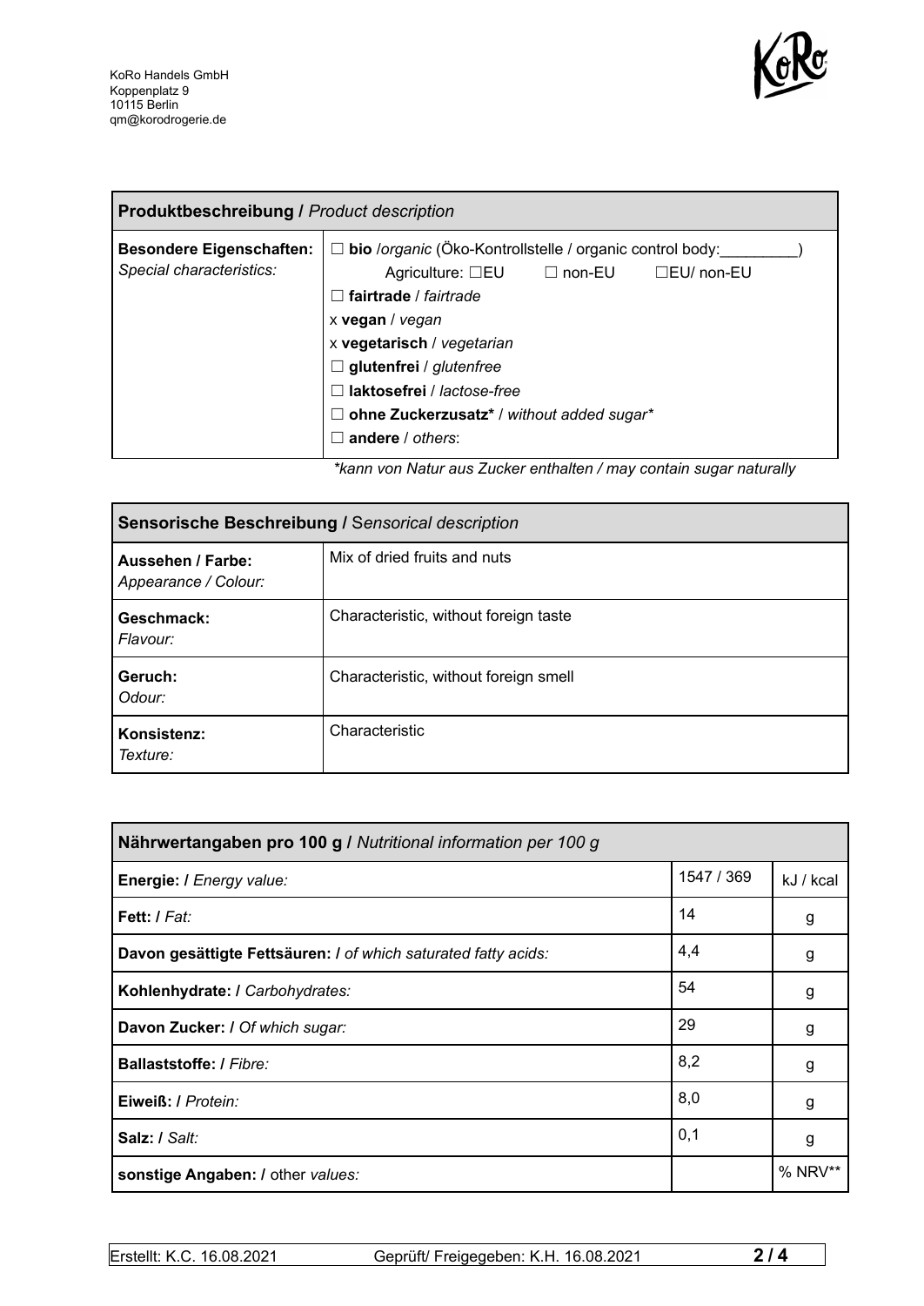KoRo Handels GmbH
Koppenplatz 9
10115 Berlin
qm@korodrogerie.de

| **Produktbeschreibung /** *Product description* | |
|---|---|
| **Besondere Eigenschaften:** *Special characteristics:* | ☐ **bio** /*organic* (Öko-Kontrollstelle / organic control body:_________) Agriculture: ☐EU ☐ non-EU ☐EU/ non-EU<br>☐ **fairtrade** / *fairtrade*<br>x **vegan** / *vegan*<br>x **vegetarisch** / *vegetarian*<br>☐ **glutenfrei** / *glutenfree*<br>☐ **laktosefrei** / *lactose-free*<br>☐ **ohne Zuckerzusatz*** / *without added sugar**<br>☐ **andere** / *others*: |

*\*kann von Natur aus Zucker enthalten / may contain sugar naturally*

| **Sensorische Beschreibung /** S*ensorical description* | |
|---|---|
| **Aussehen / Farbe:** *Appearance / Colour:* | Mix of dried fruits and nuts |
| **Geschmack:** *Flavour:* | Characteristic, without foreign taste |
| **Geruch:** *Odour:* | Characteristic, without foreign smell |
| **Konsistenz:** *Texture:* | Characteristic |

| **Nährwertangaben pro 100 g /** *Nutritional information per 100 g* | | |
|---|---|---|
| **Energie: /** *Energy value:* | 1547 / 369 | kJ / kcal |
| **Fett: /** *Fat:* | 14 | g |
| **Davon gesättigte Fettsäuren: /** *of which saturated fatty acids:* | 4,4 | g |
| **Kohlenhydrate: /** *Carbohydrates:* | 54 | g |
| **Davon Zucker: /** *Of which sugar:* | 29 | g |
| **Ballaststoffe: /** *Fibre:* | 8,2 | g |
| **Eiweiß: /** *Protein:* | 8,0 | g |
| **Salz: /** *Salt:* | 0,1 | g |
| **sonstige Angaben: /** other *values:* | | % NRV** |

Erstellt: K.C. 16.08.2021 | Geprüft/ Freigegeben: K.H. 16.08.2021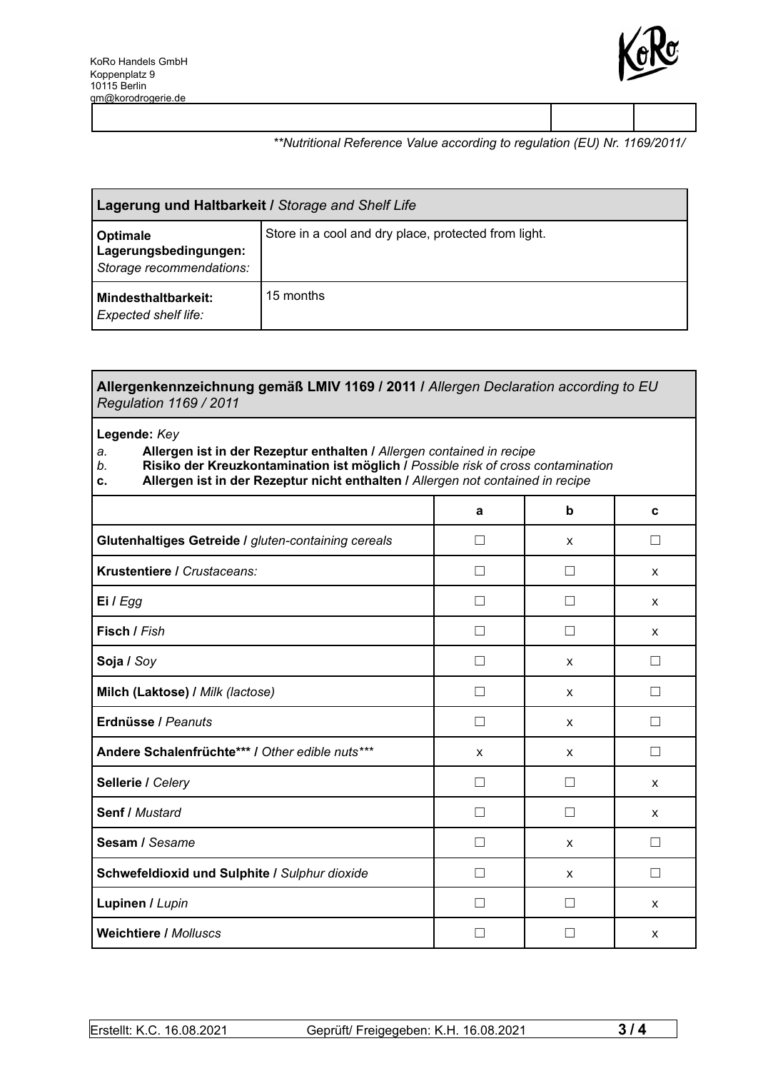KoRo Handels GmbH
Koppenplatz 9
10115 Berlin
qm@korodrogerie.de

| | | |
|---|---|---|
| | | |

*\*\*Nutritional Reference Value according to regulation (EU) Nr. 1169/2011/*

| **Lagerung und Haltbarkeit /** *Storage and Shelf Life* | |
|---|---|
| **Optimale Lagerungsbedingungen:** *Storage recommendations:* | Store in a cool and dry place, protected from light. |
| **Mindesthaltbarkeit:** *Expected shelf life:* | 15 months |

**Allergenkennzeichnung gemäß LMIV 1169 / 2011 /** *Allergen Declaration according to EU Regulation 1169 / 2011*

**Legende:** *Key*

*a.* **Allergen ist in der Rezeptur enthalten /** *Allergen contained in recipe*
*b.* **Risiko der Kreuzkontamination ist möglich /** *Possible risk of cross contamination*
**c.** **Allergen ist in der Rezeptur nicht enthalten /** *Allergen not contained in recipe*

| | a | b | c |
|---|---|---|---|
| **Glutenhaltiges Getreide /** *gluten-containing cereals* | ☐ | x | ☐ |
| **Krustentiere /** *Crustaceans:* | ☐ | ☐ | x |
| **Ei /** *Egg* | ☐ | ☐ | x |
| **Fisch /** *Fish* | ☐ | ☐ | x |
| **Soja /** *Soy* | ☐ | x | ☐ |
| **Milch (Laktose) /** *Milk (lactose)* | ☐ | x | ☐ |
| **Erdnüsse /** *Peanuts* | ☐ | x | ☐ |
| **Andere Schalenfrüchte\*\*\* /** *Other edible nuts\*\*\** | x | x | ☐ |
| **Sellerie /** *Celery* | ☐ | ☐ | x |
| **Senf /** *Mustard* | ☐ | ☐ | x |
| **Sesam /** *Sesame* | ☐ | x | ☐ |
| **Schwefeldioxid und Sulphite /** *Sulphur dioxide* | ☐ | x | ☐ |
| **Lupinen /** *Lupin* | ☐ | ☐ | x |
| **Weichtiere /** *Molluscs* | ☐ | ☐ | x |

Erstellt: K.C. 16.08.2021 | Geprüft/ Freigegeben: K.H. 16.08.2021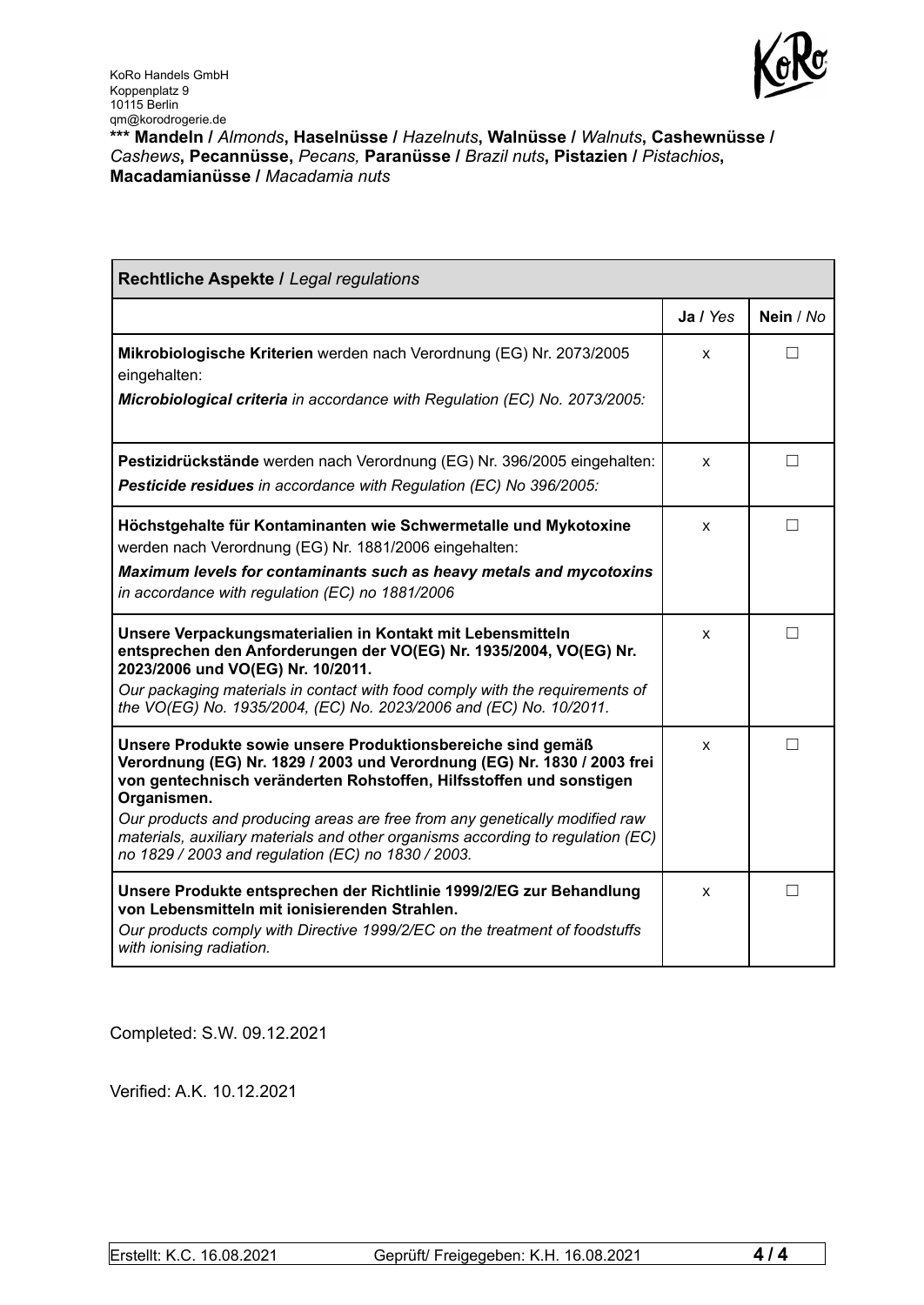*** **Mandeln /** *Almonds*, **Haselnüsse /** *Hazelnuts*, **Walnüsse /** *Walnuts*, **Cashewnüsse /** *Cashews*, **Pecannüsse,** *Pecans,* **Paranüsse /** *Brazil nuts*, **Pistazien /** *Pistachios*, **Macadamianüsse /** *Macadamia nuts*

| **Rechtliche Aspekte /** *Legal regulations* | | |
|---|---|---|
| | **Ja /** *Yes* | **Nein** / *No* |
| **Mikrobiologische Kriterien** werden nach Verordnung (EG) Nr. 2073/2005 eingehalten: ***Microbiological criteria*** *in accordance with Regulation (EC) No. 2073/2005:* | x | ☐ |
| **Pestizidrückstände** werden nach Verordnung (EG) Nr. 396/2005 eingehalten: ***Pesticide residues*** *in accordance with Regulation (EC) No 396/2005:* | x | ☐ |
| **Höchstgehalte für Kontaminanten wie Schwermetalle und Mykotoxine** werden nach Verordnung (EG) Nr. 1881/2006 eingehalten: ***Maximum levels for contaminants such as heavy metals and mycotoxins*** *in accordance with regulation (EC) no 1881/2006* | x | ☐ |
| **Unsere Verpackungsmaterialien in Kontakt mit Lebensmitteln entsprechen den Anforderungen der VO(EG) Nr. 1935/2004, VO(EG) Nr. 2023/2006 und VO(EG) Nr. 10/2011.** *Our packaging materials in contact with food comply with the requirements of the VO(EG) No. 1935/2004, (EC) No. 2023/2006 and (EC) No. 10/2011.* | x | ☐ |
| **Unsere Produkte sowie unsere Produktionsbereiche sind gemäß Verordnung (EG) Nr. 1829 / 2003 und Verordnung (EG) Nr. 1830 / 2003 frei von gentechnisch veränderten Rohstoffen, Hilfsstoffen und sonstigen Organismen.** *Our products and producing areas are free from any genetically modified raw materials, auxiliary materials and other organisms according to regulation (EC) no 1829 / 2003 and regulation (EC) no 1830 / 2003.* | x | ☐ |
| **Unsere Produkte entsprechen der Richtlinie 1999/2/EG zur Behandlung von Lebensmitteln mit ionisierenden Strahlen.** *Our products comply with Directive 1999/2/EC on the treatment of foodstuffs with ionising radiation.* | x | ☐ |

Completed: S.W. 09.12.2021

Verified: A.K. 10.12.2021